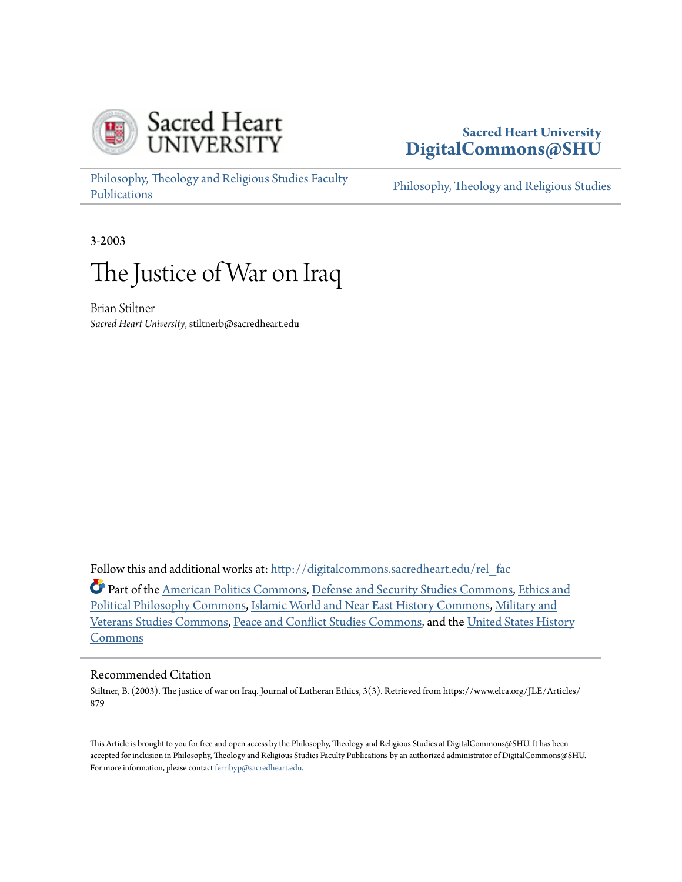Sacred Heart UNIVERSITY

**Sacred Heart University**
**DigitalCommons@SHU**

Philosophy, Theology and Religious Studies Faculty Publications

Philosophy, Theology and Religious Studies

3-2003

# The Justice of War on Iraq

Brian Stiltner
*Sacred Heart University*, stiltnerb@sacredheart.edu

Follow this and additional works at: http://digitalcommons.sacredheart.edu/rel_fac

Part of the American Politics Commons, Defense and Security Studies Commons, Ethics and Political Philosophy Commons, Islamic World and Near East History Commons, Military and Veterans Studies Commons, Peace and Conflict Studies Commons, and the United States History Commons

## Recommended Citation

Stiltner, B. (2003). The justice of war on Iraq. Journal of Lutheran Ethics, 3(3). Retrieved from https://www.elca.org/JLE/Articles/879

This Article is brought to you for free and open access by the Philosophy, Theology and Religious Studies at DigitalCommons@SHU. It has been accepted for inclusion in Philosophy, Theology and Religious Studies Faculty Publications by an authorized administrator of DigitalCommons@SHU. For more information, please contact ferribyp@sacredheart.edu.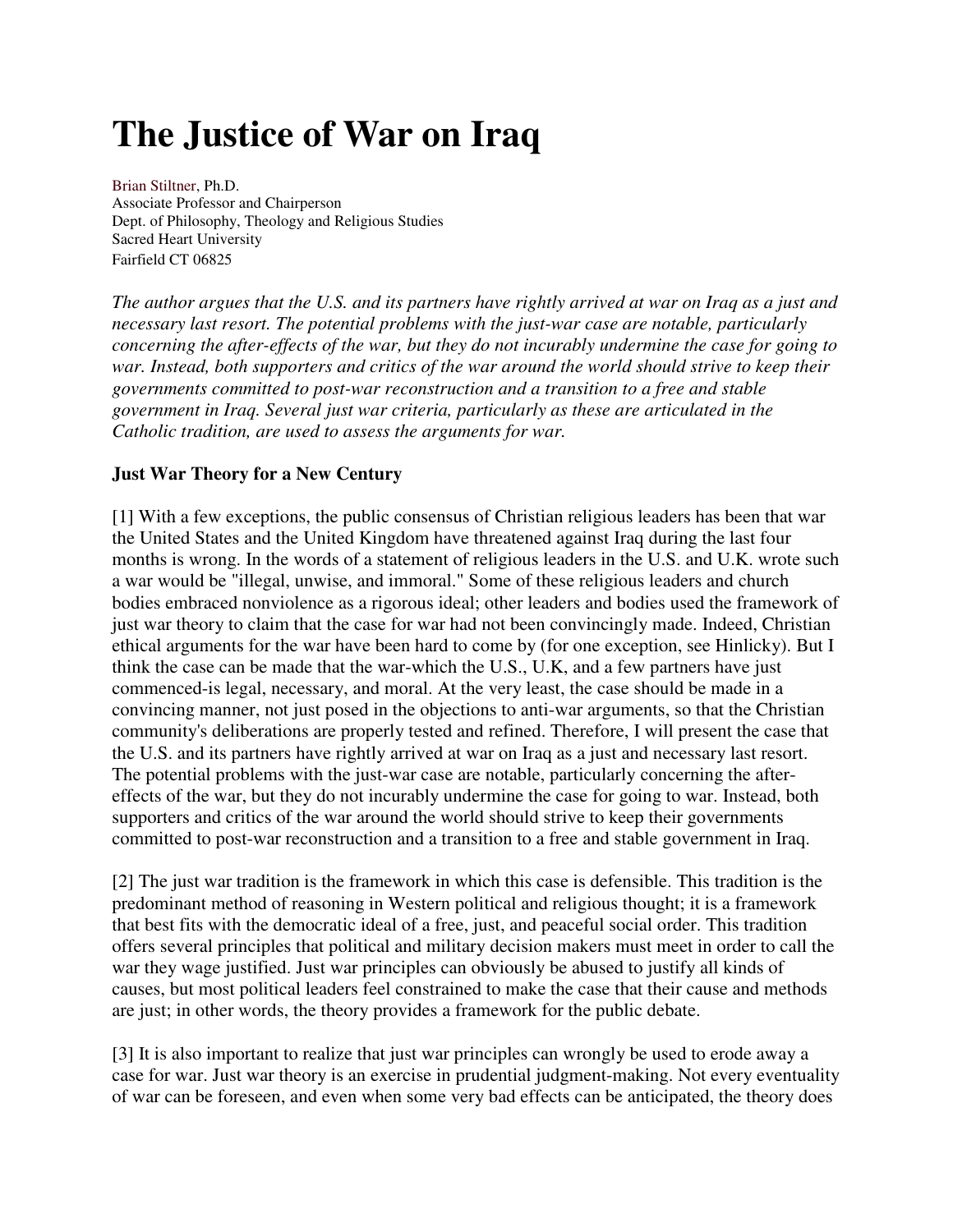# The Justice of War on Iraq

Brian Stiltner, Ph.D.
Associate Professor and Chairperson
Dept. of Philosophy, Theology and Religious Studies
Sacred Heart University
Fairfield CT 06825

*The author argues that the U.S. and its partners have rightly arrived at war on Iraq as a just and necessary last resort. The potential problems with the just-war case are notable, particularly concerning the after-effects of the war, but they do not incurably undermine the case for going to war. Instead, both supporters and critics of the war around the world should strive to keep their governments committed to post-war reconstruction and a transition to a free and stable government in Iraq. Several just war criteria, particularly as these are articulated in the Catholic tradition, are used to assess the arguments for war.*

**Just War Theory for a New Century**

[1] With a few exceptions, the public consensus of Christian religious leaders has been that war the United States and the United Kingdom have threatened against Iraq during the last four months is wrong. In the words of a statement of religious leaders in the U.S. and U.K. wrote such a war would be "illegal, unwise, and immoral." Some of these religious leaders and church bodies embraced nonviolence as a rigorous ideal; other leaders and bodies used the framework of just war theory to claim that the case for war had not been convincingly made. Indeed, Christian ethical arguments for the war have been hard to come by (for one exception, see Hinlicky). But I think the case can be made that the war-which the U.S., U.K, and a few partners have just commenced-is legal, necessary, and moral. At the very least, the case should be made in a convincing manner, not just posed in the objections to anti-war arguments, so that the Christian community's deliberations are properly tested and refined. Therefore, I will present the case that the U.S. and its partners have rightly arrived at war on Iraq as a just and necessary last resort. The potential problems with the just-war case are notable, particularly concerning the after-effects of the war, but they do not incurably undermine the case for going to war. Instead, both supporters and critics of the war around the world should strive to keep their governments committed to post-war reconstruction and a transition to a free and stable government in Iraq.

[2] The just war tradition is the framework in which this case is defensible. This tradition is the predominant method of reasoning in Western political and religious thought; it is a framework that best fits with the democratic ideal of a free, just, and peaceful social order. This tradition offers several principles that political and military decision makers must meet in order to call the war they wage justified. Just war principles can obviously be abused to justify all kinds of causes, but most political leaders feel constrained to make the case that their cause and methods are just; in other words, the theory provides a framework for the public debate.

[3] It is also important to realize that just war principles can wrongly be used to erode away a case for war. Just war theory is an exercise in prudential judgment-making. Not every eventuality of war can be foreseen, and even when some very bad effects can be anticipated, the theory does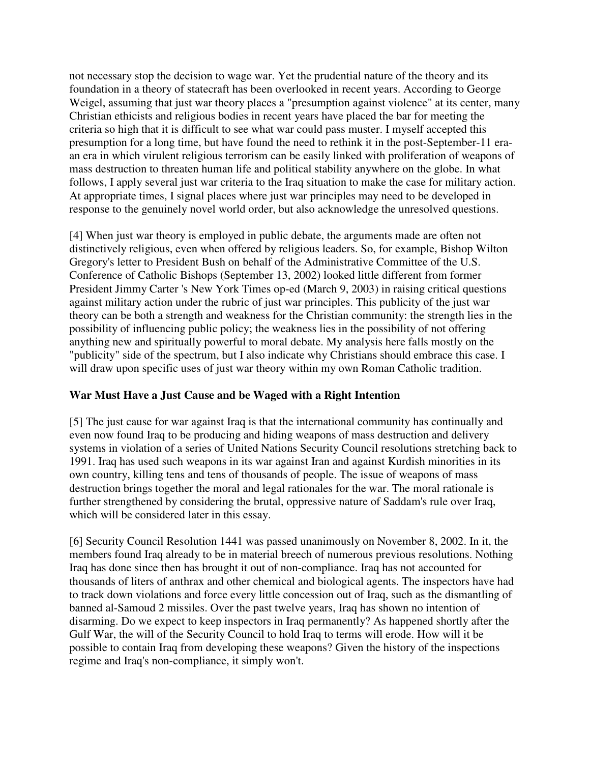not necessary stop the decision to wage war. Yet the prudential nature of the theory and its foundation in a theory of statecraft has been overlooked in recent years. According to George Weigel, assuming that just war theory places a "presumption against violence" at its center, many Christian ethicists and religious bodies in recent years have placed the bar for meeting the criteria so high that it is difficult to see what war could pass muster. I myself accepted this presumption for a long time, but have found the need to rethink it in the post-September-11 era-an era in which virulent religious terrorism can be easily linked with proliferation of weapons of mass destruction to threaten human life and political stability anywhere on the globe. In what follows, I apply several just war criteria to the Iraq situation to make the case for military action. At appropriate times, I signal places where just war principles may need to be developed in response to the genuinely novel world order, but also acknowledge the unresolved questions.

[4] When just war theory is employed in public debate, the arguments made are often not distinctively religious, even when offered by religious leaders. So, for example, Bishop Wilton Gregory's letter to President Bush on behalf of the Administrative Committee of the U.S. Conference of Catholic Bishops (September 13, 2002) looked little different from former President Jimmy Carter 's New York Times op-ed (March 9, 2003) in raising critical questions against military action under the rubric of just war principles. This publicity of the just war theory can be both a strength and weakness for the Christian community: the strength lies in the possibility of influencing public policy; the weakness lies in the possibility of not offering anything new and spiritually powerful to moral debate. My analysis here falls mostly on the "publicity" side of the spectrum, but I also indicate why Christians should embrace this case. I will draw upon specific uses of just war theory within my own Roman Catholic tradition.

### War Must Have a Just Cause and be Waged with a Right Intention

[5] The just cause for war against Iraq is that the international community has continually and even now found Iraq to be producing and hiding weapons of mass destruction and delivery systems in violation of a series of United Nations Security Council resolutions stretching back to 1991. Iraq has used such weapons in its war against Iran and against Kurdish minorities in its own country, killing tens and tens of thousands of people. The issue of weapons of mass destruction brings together the moral and legal rationales for the war. The moral rationale is further strengthened by considering the brutal, oppressive nature of Saddam's rule over Iraq, which will be considered later in this essay.

[6] Security Council Resolution 1441 was passed unanimously on November 8, 2002. In it, the members found Iraq already to be in material breech of numerous previous resolutions. Nothing Iraq has done since then has brought it out of non-compliance. Iraq has not accounted for thousands of liters of anthrax and other chemical and biological agents. The inspectors have had to track down violations and force every little concession out of Iraq, such as the dismantling of banned al-Samoud 2 missiles. Over the past twelve years, Iraq has shown no intention of disarming. Do we expect to keep inspectors in Iraq permanently? As happened shortly after the Gulf War, the will of the Security Council to hold Iraq to terms will erode. How will it be possible to contain Iraq from developing these weapons? Given the history of the inspections regime and Iraq's non-compliance, it simply won't.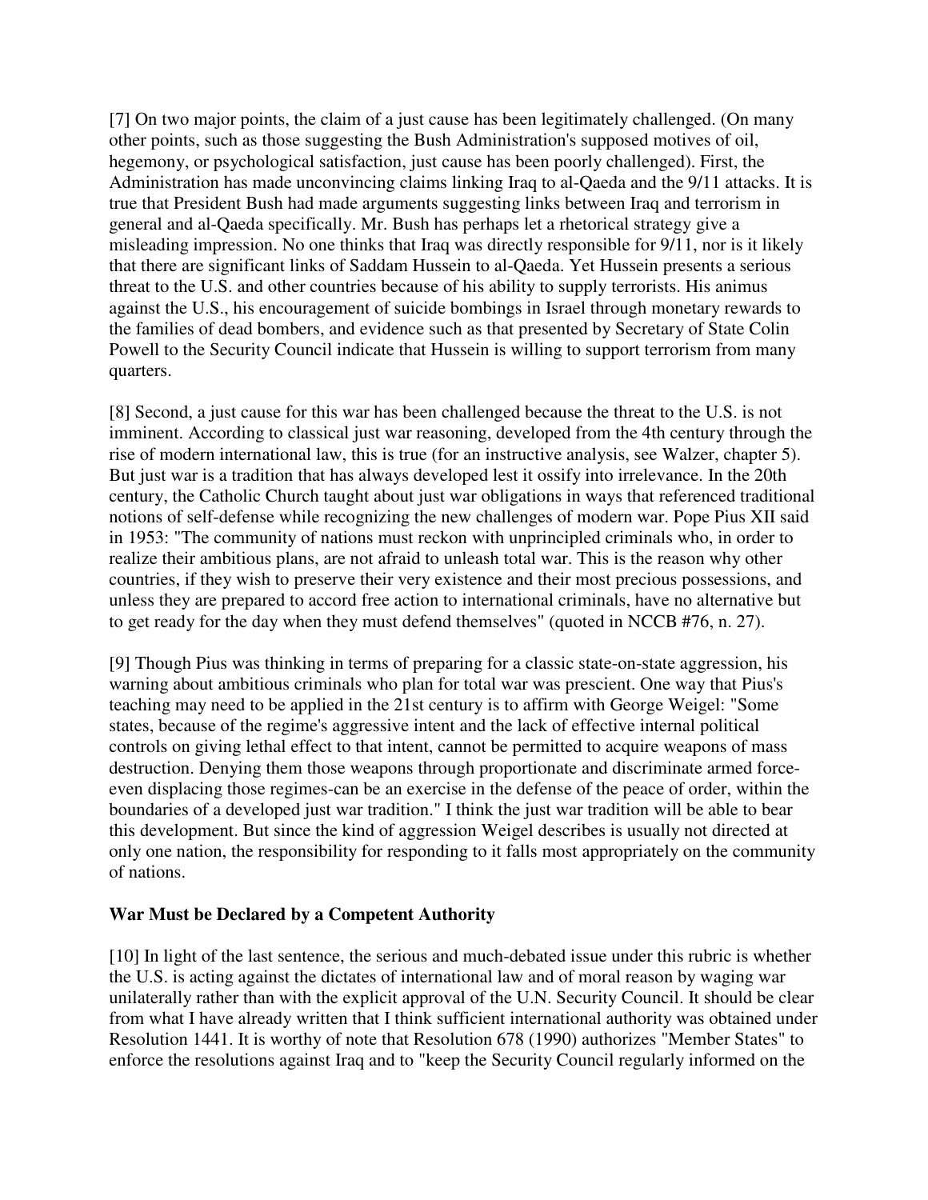[7] On two major points, the claim of a just cause has been legitimately challenged. (On many other points, such as those suggesting the Bush Administration's supposed motives of oil, hegemony, or psychological satisfaction, just cause has been poorly challenged). First, the Administration has made unconvincing claims linking Iraq to al-Qaeda and the 9/11 attacks. It is true that President Bush had made arguments suggesting links between Iraq and terrorism in general and al-Qaeda specifically. Mr. Bush has perhaps let a rhetorical strategy give a misleading impression. No one thinks that Iraq was directly responsible for 9/11, nor is it likely that there are significant links of Saddam Hussein to al-Qaeda. Yet Hussein presents a serious threat to the U.S. and other countries because of his ability to supply terrorists. His animus against the U.S., his encouragement of suicide bombings in Israel through monetary rewards to the families of dead bombers, and evidence such as that presented by Secretary of State Colin Powell to the Security Council indicate that Hussein is willing to support terrorism from many quarters.

[8] Second, a just cause for this war has been challenged because the threat to the U.S. is not imminent. According to classical just war reasoning, developed from the 4th century through the rise of modern international law, this is true (for an instructive analysis, see Walzer, chapter 5). But just war is a tradition that has always developed lest it ossify into irrelevance. In the 20th century, the Catholic Church taught about just war obligations in ways that referenced traditional notions of self-defense while recognizing the new challenges of modern war. Pope Pius XII said in 1953: "The community of nations must reckon with unprincipled criminals who, in order to realize their ambitious plans, are not afraid to unleash total war. This is the reason why other countries, if they wish to preserve their very existence and their most precious possessions, and unless they are prepared to accord free action to international criminals, have no alternative but to get ready for the day when they must defend themselves" (quoted in NCCB #76, n. 27).

[9] Though Pius was thinking in terms of preparing for a classic state-on-state aggression, his warning about ambitious criminals who plan for total war was prescient. One way that Pius's teaching may need to be applied in the 21st century is to affirm with George Weigel: "Some states, because of the regime's aggressive intent and the lack of effective internal political controls on giving lethal effect to that intent, cannot be permitted to acquire weapons of mass destruction. Denying them those weapons through proportionate and discriminate armed force-even displacing those regimes-can be an exercise in the defense of the peace of order, within the boundaries of a developed just war tradition." I think the just war tradition will be able to bear this development. But since the kind of aggression Weigel describes is usually not directed at only one nation, the responsibility for responding to it falls most appropriately on the community of nations.

### War Must be Declared by a Competent Authority

[10] In light of the last sentence, the serious and much-debated issue under this rubric is whether the U.S. is acting against the dictates of international law and of moral reason by waging war unilaterally rather than with the explicit approval of the U.N. Security Council. It should be clear from what I have already written that I think sufficient international authority was obtained under Resolution 1441. It is worthy of note that Resolution 678 (1990) authorizes "Member States" to enforce the resolutions against Iraq and to "keep the Security Council regularly informed on the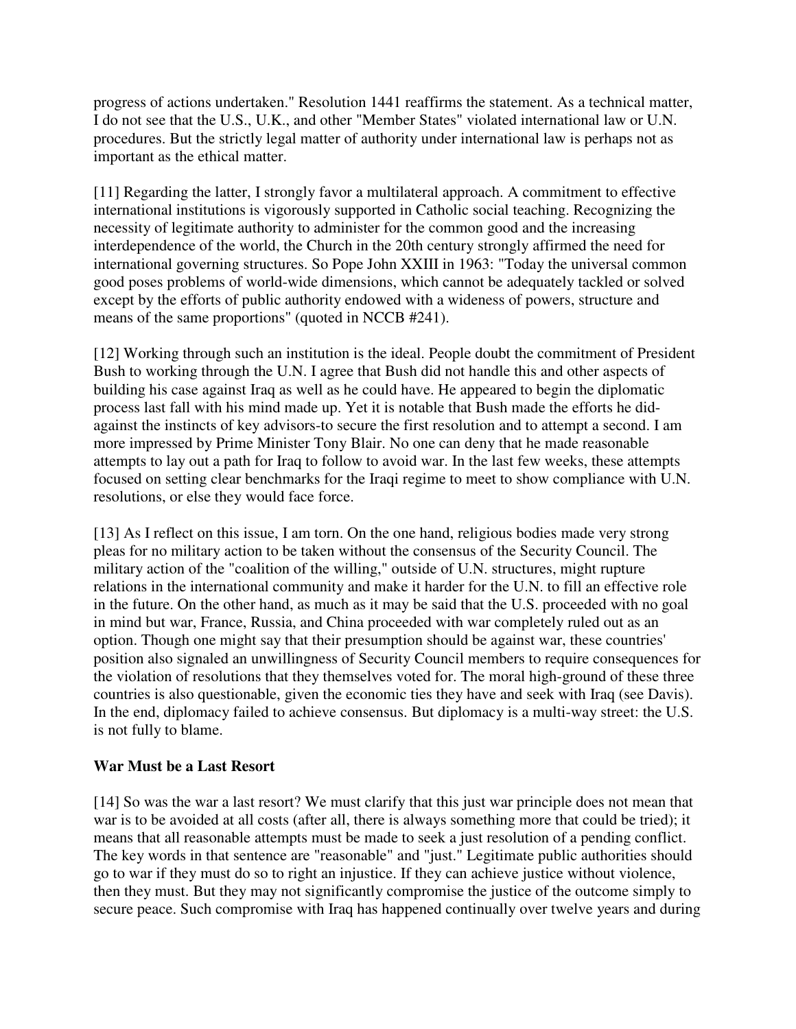progress of actions undertaken." Resolution 1441 reaffirms the statement. As a technical matter, I do not see that the U.S., U.K., and other "Member States" violated international law or U.N. procedures. But the strictly legal matter of authority under international law is perhaps not as important as the ethical matter.

[11] Regarding the latter, I strongly favor a multilateral approach. A commitment to effective international institutions is vigorously supported in Catholic social teaching. Recognizing the necessity of legitimate authority to administer for the common good and the increasing interdependence of the world, the Church in the 20th century strongly affirmed the need for international governing structures. So Pope John XXIII in 1963: "Today the universal common good poses problems of world-wide dimensions, which cannot be adequately tackled or solved except by the efforts of public authority endowed with a wideness of powers, structure and means of the same proportions" (quoted in NCCB #241).

[12] Working through such an institution is the ideal. People doubt the commitment of President Bush to working through the U.N. I agree that Bush did not handle this and other aspects of building his case against Iraq as well as he could have. He appeared to begin the diplomatic process last fall with his mind made up. Yet it is notable that Bush made the efforts he did-against the instincts of key advisors-to secure the first resolution and to attempt a second. I am more impressed by Prime Minister Tony Blair. No one can deny that he made reasonable attempts to lay out a path for Iraq to follow to avoid war. In the last few weeks, these attempts focused on setting clear benchmarks for the Iraqi regime to meet to show compliance with U.N. resolutions, or else they would face force.

[13] As I reflect on this issue, I am torn. On the one hand, religious bodies made very strong pleas for no military action to be taken without the consensus of the Security Council. The military action of the "coalition of the willing," outside of U.N. structures, might rupture relations in the international community and make it harder for the U.N. to fill an effective role in the future. On the other hand, as much as it may be said that the U.S. proceeded with no goal in mind but war, France, Russia, and China proceeded with war completely ruled out as an option. Though one might say that their presumption should be against war, these countries' position also signaled an unwillingness of Security Council members to require consequences for the violation of resolutions that they themselves voted for. The moral high-ground of these three countries is also questionable, given the economic ties they have and seek with Iraq (see Davis). In the end, diplomacy failed to achieve consensus. But diplomacy is a multi-way street: the U.S. is not fully to blame.

### War Must be a Last Resort

[14] So was the war a last resort? We must clarify that this just war principle does not mean that war is to be avoided at all costs (after all, there is always something more that could be tried); it means that all reasonable attempts must be made to seek a just resolution of a pending conflict. The key words in that sentence are "reasonable" and "just." Legitimate public authorities should go to war if they must do so to right an injustice. If they can achieve justice without violence, then they must. But they may not significantly compromise the justice of the outcome simply to secure peace. Such compromise with Iraq has happened continually over twelve years and during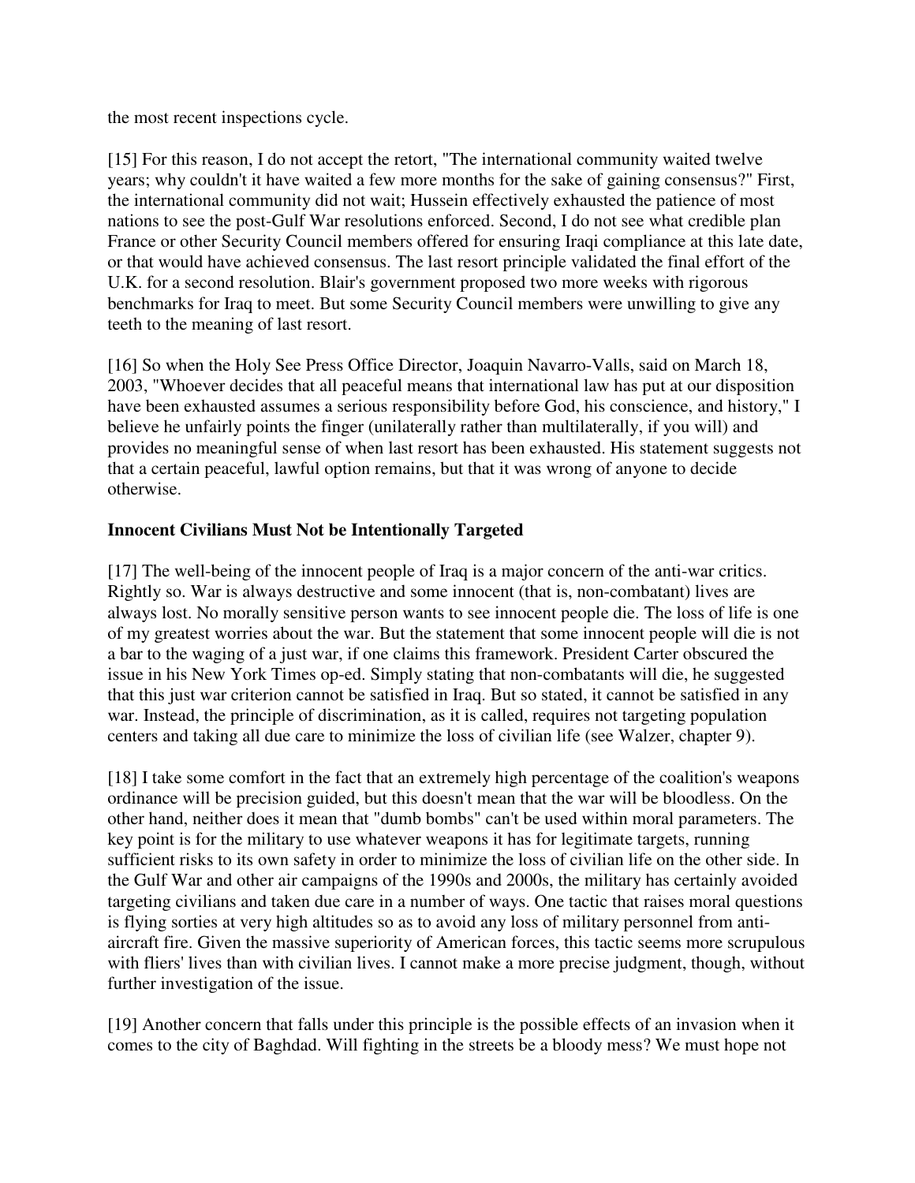the most recent inspections cycle.

[15] For this reason, I do not accept the retort, "The international community waited twelve years; why couldn't it have waited a few more months for the sake of gaining consensus?" First, the international community did not wait; Hussein effectively exhausted the patience of most nations to see the post-Gulf War resolutions enforced. Second, I do not see what credible plan France or other Security Council members offered for ensuring Iraqi compliance at this late date, or that would have achieved consensus. The last resort principle validated the final effort of the U.K. for a second resolution. Blair's government proposed two more weeks with rigorous benchmarks for Iraq to meet. But some Security Council members were unwilling to give any teeth to the meaning of last resort.

[16] So when the Holy See Press Office Director, Joaquin Navarro-Valls, said on March 18, 2003, "Whoever decides that all peaceful means that international law has put at our disposition have been exhausted assumes a serious responsibility before God, his conscience, and history," I believe he unfairly points the finger (unilaterally rather than multilaterally, if you will) and provides no meaningful sense of when last resort has been exhausted. His statement suggests not that a certain peaceful, lawful option remains, but that it was wrong of anyone to decide otherwise.

### Innocent Civilians Must Not be Intentionally Targeted

[17] The well-being of the innocent people of Iraq is a major concern of the anti-war critics. Rightly so. War is always destructive and some innocent (that is, non-combatant) lives are always lost. No morally sensitive person wants to see innocent people die. The loss of life is one of my greatest worries about the war. But the statement that some innocent people will die is not a bar to the waging of a just war, if one claims this framework. President Carter obscured the issue in his New York Times op-ed. Simply stating that non-combatants will die, he suggested that this just war criterion cannot be satisfied in Iraq. But so stated, it cannot be satisfied in any war. Instead, the principle of discrimination, as it is called, requires not targeting population centers and taking all due care to minimize the loss of civilian life (see Walzer, chapter 9).

[18] I take some comfort in the fact that an extremely high percentage of the coalition's weapons ordinance will be precision guided, but this doesn't mean that the war will be bloodless. On the other hand, neither does it mean that "dumb bombs" can't be used within moral parameters. The key point is for the military to use whatever weapons it has for legitimate targets, running sufficient risks to its own safety in order to minimize the loss of civilian life on the other side. In the Gulf War and other air campaigns of the 1990s and 2000s, the military has certainly avoided targeting civilians and taken due care in a number of ways. One tactic that raises moral questions is flying sorties at very high altitudes so as to avoid any loss of military personnel from anti-aircraft fire. Given the massive superiority of American forces, this tactic seems more scrupulous with fliers' lives than with civilian lives. I cannot make a more precise judgment, though, without further investigation of the issue.

[19] Another concern that falls under this principle is the possible effects of an invasion when it comes to the city of Baghdad. Will fighting in the streets be a bloody mess? We must hope not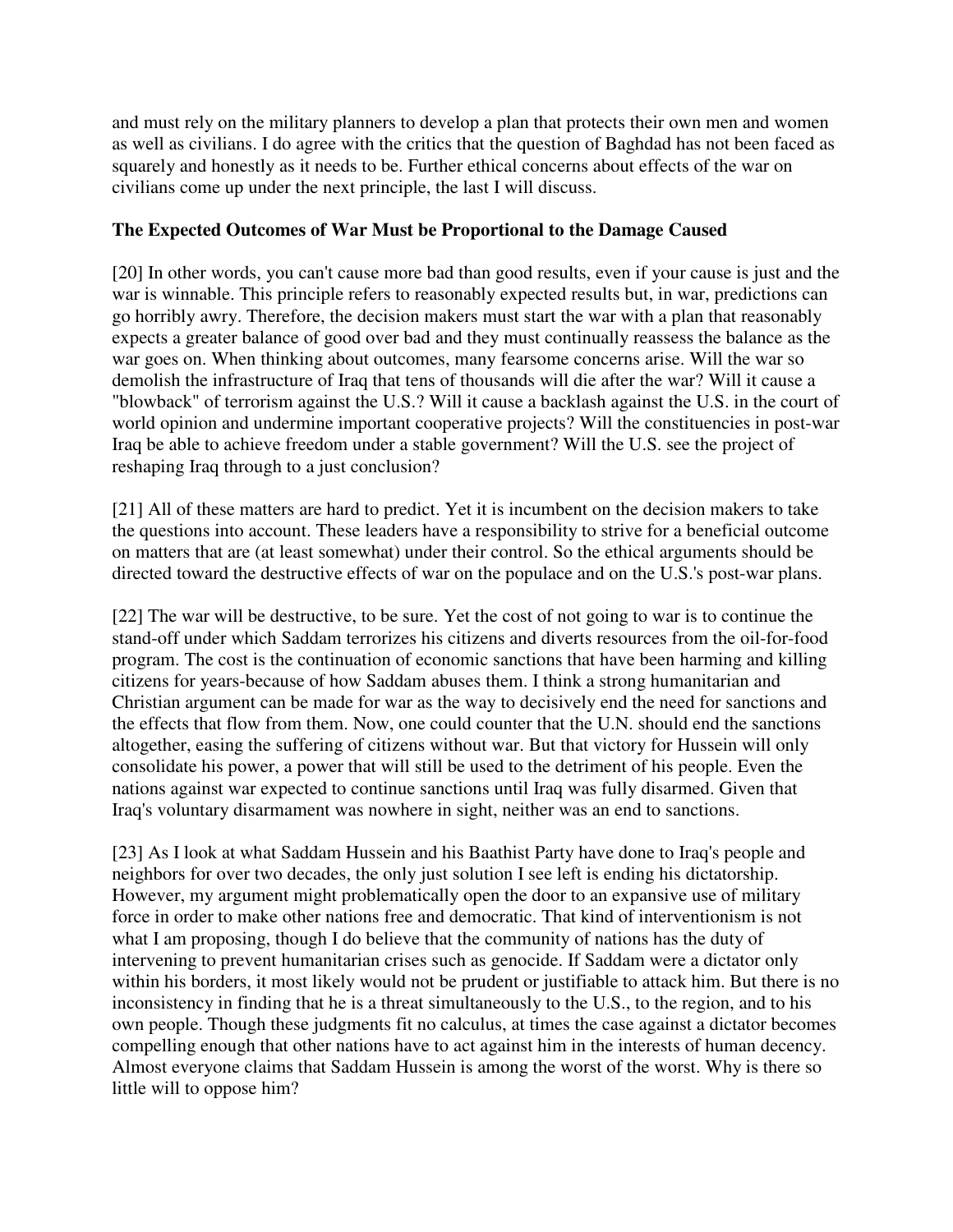and must rely on the military planners to develop a plan that protects their own men and women as well as civilians. I do agree with the critics that the question of Baghdad has not been faced as squarely and honestly as it needs to be. Further ethical concerns about effects of the war on civilians come up under the next principle, the last I will discuss.

### The Expected Outcomes of War Must be Proportional to the Damage Caused

[20] In other words, you can't cause more bad than good results, even if your cause is just and the war is winnable. This principle refers to reasonably expected results but, in war, predictions can go horribly awry. Therefore, the decision makers must start the war with a plan that reasonably expects a greater balance of good over bad and they must continually reassess the balance as the war goes on. When thinking about outcomes, many fearsome concerns arise. Will the war so demolish the infrastructure of Iraq that tens of thousands will die after the war? Will it cause a "blowback" of terrorism against the U.S.? Will it cause a backlash against the U.S. in the court of world opinion and undermine important cooperative projects? Will the constituencies in post-war Iraq be able to achieve freedom under a stable government? Will the U.S. see the project of reshaping Iraq through to a just conclusion?

[21] All of these matters are hard to predict. Yet it is incumbent on the decision makers to take the questions into account. These leaders have a responsibility to strive for a beneficial outcome on matters that are (at least somewhat) under their control. So the ethical arguments should be directed toward the destructive effects of war on the populace and on the U.S.'s post-war plans.

[22] The war will be destructive, to be sure. Yet the cost of not going to war is to continue the stand-off under which Saddam terrorizes his citizens and diverts resources from the oil-for-food program. The cost is the continuation of economic sanctions that have been harming and killing citizens for years-because of how Saddam abuses them. I think a strong humanitarian and Christian argument can be made for war as the way to decisively end the need for sanctions and the effects that flow from them. Now, one could counter that the U.N. should end the sanctions altogether, easing the suffering of citizens without war. But that victory for Hussein will only consolidate his power, a power that will still be used to the detriment of his people. Even the nations against war expected to continue sanctions until Iraq was fully disarmed. Given that Iraq's voluntary disarmament was nowhere in sight, neither was an end to sanctions.

[23] As I look at what Saddam Hussein and his Baathist Party have done to Iraq's people and neighbors for over two decades, the only just solution I see left is ending his dictatorship. However, my argument might problematically open the door to an expansive use of military force in order to make other nations free and democratic. That kind of interventionism is not what I am proposing, though I do believe that the community of nations has the duty of intervening to prevent humanitarian crises such as genocide. If Saddam were a dictator only within his borders, it most likely would not be prudent or justifiable to attack him. But there is no inconsistency in finding that he is a threat simultaneously to the U.S., to the region, and to his own people. Though these judgments fit no calculus, at times the case against a dictator becomes compelling enough that other nations have to act against him in the interests of human decency. Almost everyone claims that Saddam Hussein is among the worst of the worst. Why is there so little will to oppose him?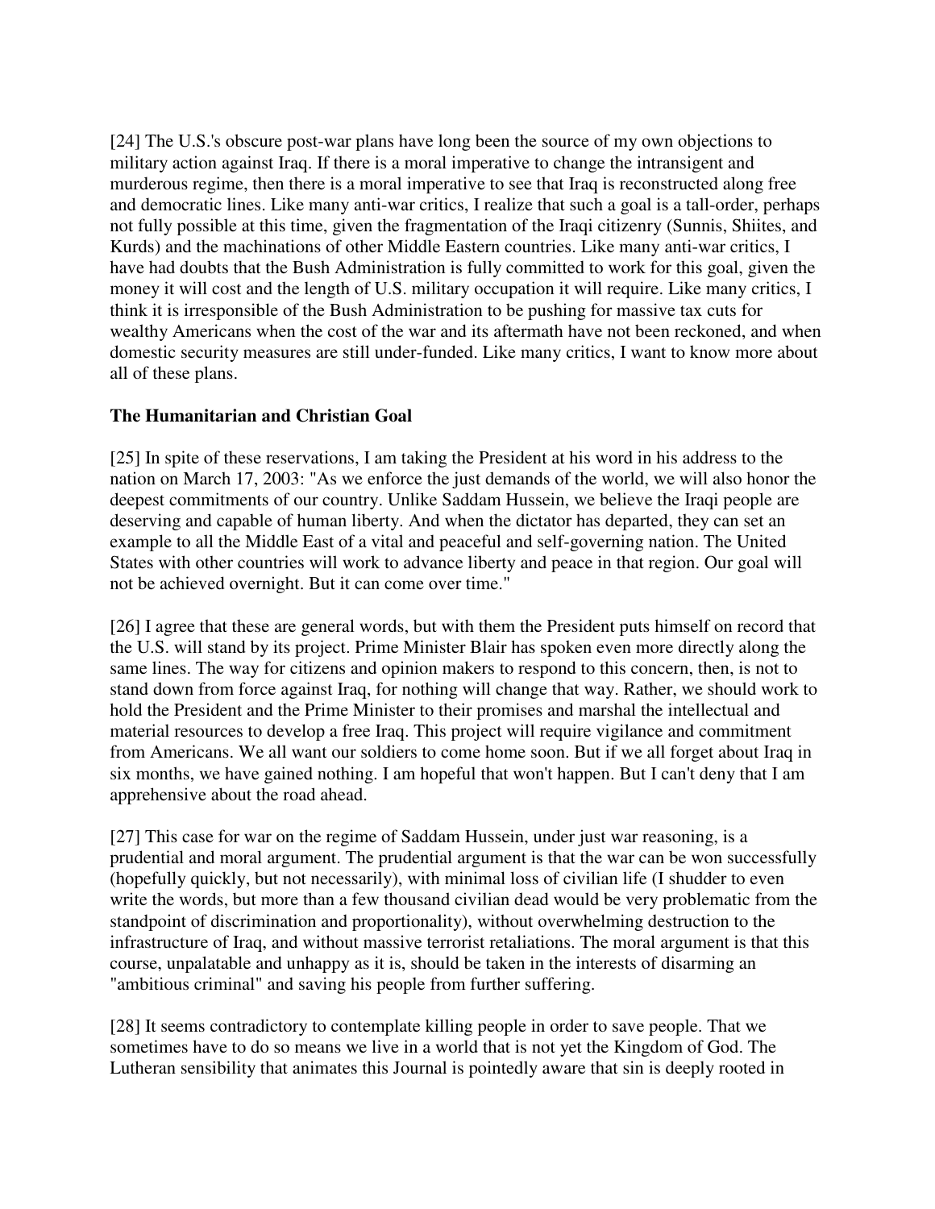[24] The U.S.'s obscure post-war plans have long been the source of my own objections to military action against Iraq. If there is a moral imperative to change the intransigent and murderous regime, then there is a moral imperative to see that Iraq is reconstructed along free and democratic lines. Like many anti-war critics, I realize that such a goal is a tall-order, perhaps not fully possible at this time, given the fragmentation of the Iraqi citizenry (Sunnis, Shiites, and Kurds) and the machinations of other Middle Eastern countries. Like many anti-war critics, I have had doubts that the Bush Administration is fully committed to work for this goal, given the money it will cost and the length of U.S. military occupation it will require. Like many critics, I think it is irresponsible of the Bush Administration to be pushing for massive tax cuts for wealthy Americans when the cost of the war and its aftermath have not been reckoned, and when domestic security measures are still under-funded. Like many critics, I want to know more about all of these plans.

### The Humanitarian and Christian Goal

[25] In spite of these reservations, I am taking the President at his word in his address to the nation on March 17, 2003: "As we enforce the just demands of the world, we will also honor the deepest commitments of our country. Unlike Saddam Hussein, we believe the Iraqi people are deserving and capable of human liberty. And when the dictator has departed, they can set an example to all the Middle East of a vital and peaceful and self-governing nation. The United States with other countries will work to advance liberty and peace in that region. Our goal will not be achieved overnight. But it can come over time."

[26] I agree that these are general words, but with them the President puts himself on record that the U.S. will stand by its project. Prime Minister Blair has spoken even more directly along the same lines. The way for citizens and opinion makers to respond to this concern, then, is not to stand down from force against Iraq, for nothing will change that way. Rather, we should work to hold the President and the Prime Minister to their promises and marshal the intellectual and material resources to develop a free Iraq. This project will require vigilance and commitment from Americans. We all want our soldiers to come home soon. But if we all forget about Iraq in six months, we have gained nothing. I am hopeful that won't happen. But I can't deny that I am apprehensive about the road ahead.

[27] This case for war on the regime of Saddam Hussein, under just war reasoning, is a prudential and moral argument. The prudential argument is that the war can be won successfully (hopefully quickly, but not necessarily), with minimal loss of civilian life (I shudder to even write the words, but more than a few thousand civilian dead would be very problematic from the standpoint of discrimination and proportionality), without overwhelming destruction to the infrastructure of Iraq, and without massive terrorist retaliations. The moral argument is that this course, unpalatable and unhappy as it is, should be taken in the interests of disarming an "ambitious criminal" and saving his people from further suffering.

[28] It seems contradictory to contemplate killing people in order to save people. That we sometimes have to do so means we live in a world that is not yet the Kingdom of God. The Lutheran sensibility that animates this Journal is pointedly aware that sin is deeply rooted in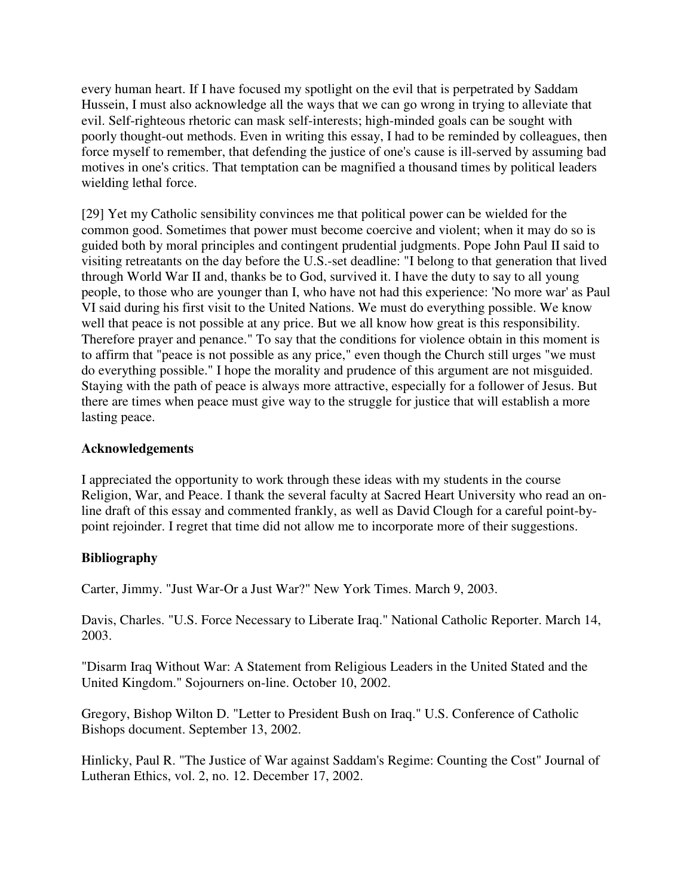every human heart. If I have focused my spotlight on the evil that is perpetrated by Saddam Hussein, I must also acknowledge all the ways that we can go wrong in trying to alleviate that evil. Self-righteous rhetoric can mask self-interests; high-minded goals can be sought with poorly thought-out methods. Even in writing this essay, I had to be reminded by colleagues, then force myself to remember, that defending the justice of one's cause is ill-served by assuming bad motives in one's critics. That temptation can be magnified a thousand times by political leaders wielding lethal force.

[29] Yet my Catholic sensibility convinces me that political power can be wielded for the common good. Sometimes that power must become coercive and violent; when it may do so is guided both by moral principles and contingent prudential judgments. Pope John Paul II said to visiting retreatants on the day before the U.S.-set deadline: "I belong to that generation that lived through World War II and, thanks be to God, survived it. I have the duty to say to all young people, to those who are younger than I, who have not had this experience: 'No more war' as Paul VI said during his first visit to the United Nations. We must do everything possible. We know well that peace is not possible at any price. But we all know how great is this responsibility. Therefore prayer and penance." To say that the conditions for violence obtain in this moment is to affirm that "peace is not possible as any price," even though the Church still urges "we must do everything possible." I hope the morality and prudence of this argument are not misguided. Staying with the path of peace is always more attractive, especially for a follower of Jesus. But there are times when peace must give way to the struggle for justice that will establish a more lasting peace.

**Acknowledgements**

I appreciated the opportunity to work through these ideas with my students in the course Religion, War, and Peace. I thank the several faculty at Sacred Heart University who read an on-line draft of this essay and commented frankly, as well as David Clough for a careful point-by-point rejoinder. I regret that time did not allow me to incorporate more of their suggestions.

**Bibliography**

Carter, Jimmy. "Just War-Or a Just War?" New York Times. March 9, 2003.

Davis, Charles. "U.S. Force Necessary to Liberate Iraq." National Catholic Reporter. March 14, 2003.

"Disarm Iraq Without War: A Statement from Religious Leaders in the United Stated and the United Kingdom." Sojourners on-line. October 10, 2002.

Gregory, Bishop Wilton D. "Letter to President Bush on Iraq." U.S. Conference of Catholic Bishops document. September 13, 2002.

Hinlicky, Paul R. "The Justice of War against Saddam's Regime: Counting the Cost" Journal of Lutheran Ethics, vol. 2, no. 12. December 17, 2002.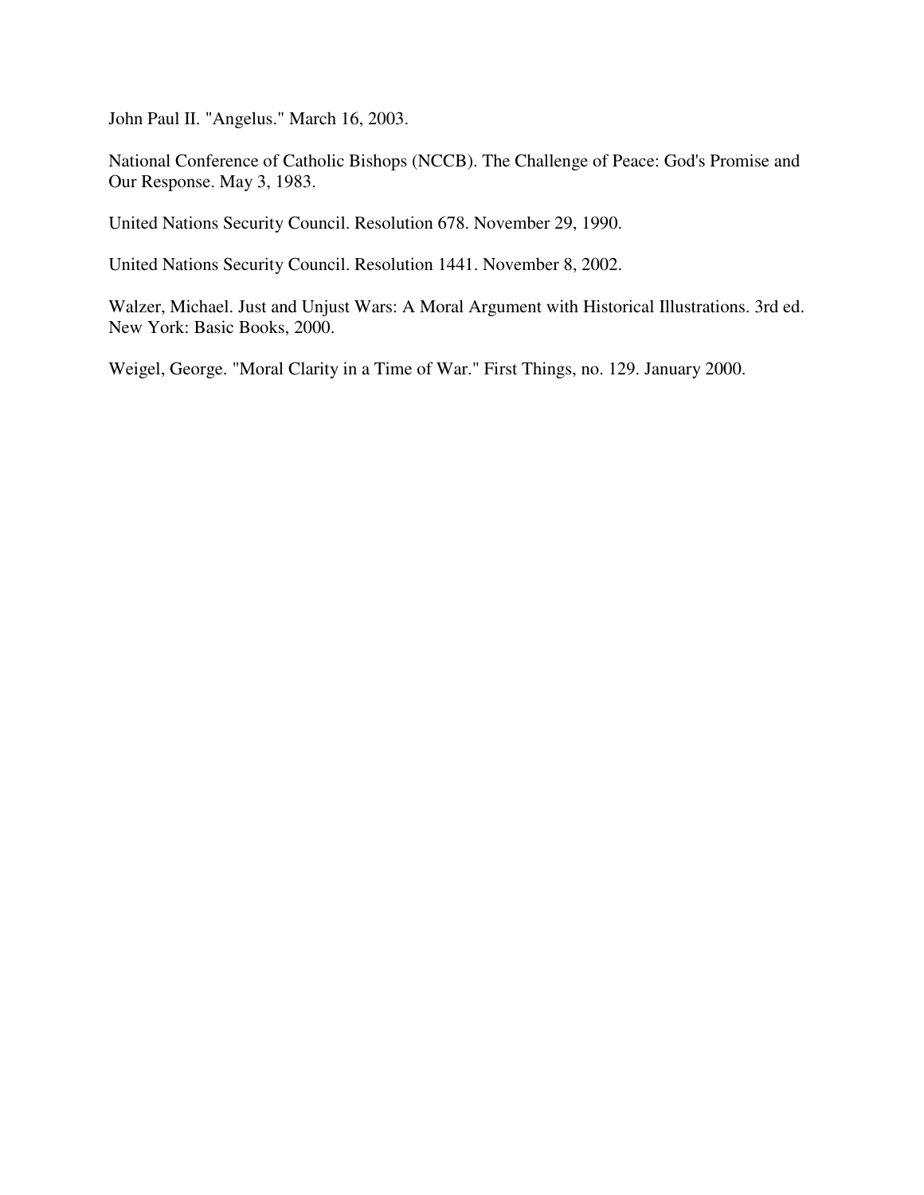John Paul II. "Angelus." March 16, 2003.

National Conference of Catholic Bishops (NCCB). The Challenge of Peace: God's Promise and Our Response. May 3, 1983.

United Nations Security Council. Resolution 678. November 29, 1990.

United Nations Security Council. Resolution 1441. November 8, 2002.

Walzer, Michael. Just and Unjust Wars: A Moral Argument with Historical Illustrations. 3rd ed. New York: Basic Books, 2000.

Weigel, George. "Moral Clarity in a Time of War." First Things, no. 129. January 2000.